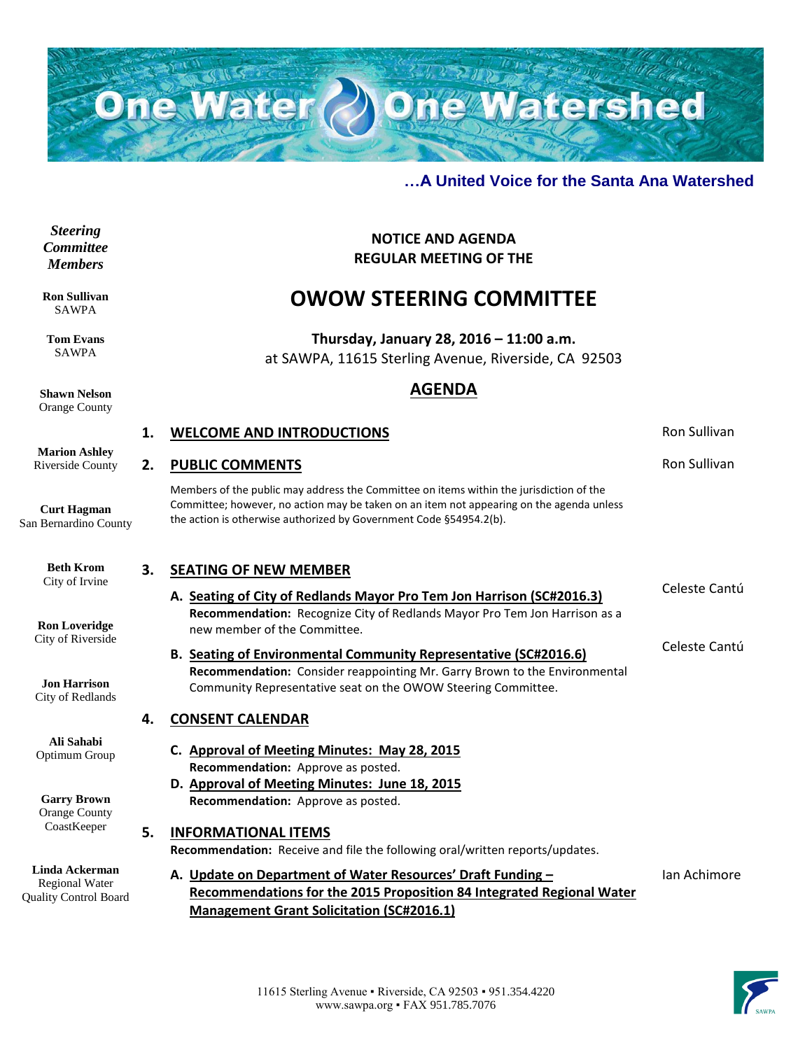# One Water One Watershed

**…A United Voice for the Santa Ana Watershed**

***Steering Committee Members***

**Ron Sullivan**
SAWPA

**Tom Evans**
SAWPA

**Shawn Nelson**
Orange County

**Marion Ashley**
Riverside County

**Curt Hagman**
San Bernardino County

**Beth Krom**
City of Irvine

**Ron Loveridge**
City of Riverside

**Jon Harrison**
City of Redlands

**Ali Sahabi**
Optimum Group

**Garry Brown**
Orange County CoastKeeper

**Linda Ackerman**
Regional Water Quality Control Board

**NOTICE AND AGENDA**
**REGULAR MEETING OF THE**

## OWOW STEERING COMMITTEE

**Thursday, January 28, 2016 – 11:00 a.m.**
at SAWPA, 11615 Sterling Avenue, Riverside, CA 92503

## AGENDA

**1. WELCOME AND INTRODUCTIONS** — Ron Sullivan

**2. PUBLIC COMMENTS** — Ron Sullivan

Members of the public may address the Committee on items within the jurisdiction of the Committee; however, no action may be taken on an item not appearing on the agenda unless the action is otherwise authorized by Government Code §54954.2(b).

**3. SEATING OF NEW MEMBER**

**A. Seating of City of Redlands Mayor Pro Tem Jon Harrison (SC#2016.3)** — Celeste Cantú
**Recommendation:** Recognize City of Redlands Mayor Pro Tem Jon Harrison as a new member of the Committee.

**B. Seating of Environmental Community Representative (SC#2016.6)** — Celeste Cantú
**Recommendation:** Consider reappointing Mr. Garry Brown to the Environmental Community Representative seat on the OWOW Steering Committee.

**4. CONSENT CALENDAR**

**C. Approval of Meeting Minutes: May 28, 2015**
**Recommendation:** Approve as posted.

**D. Approval of Meeting Minutes: June 18, 2015**
**Recommendation:** Approve as posted.

**5. INFORMATIONAL ITEMS**
**Recommendation:** Receive and file the following oral/written reports/updates.

**A. Update on Department of Water Resources' Draft Funding – Recommendations for the 2015 Proposition 84 Integrated Regional Water Management Grant Solicitation (SC#2016.1)** — Ian Achimore

11615 Sterling Avenue ▪ Riverside, CA 92503 ▪ 951.354.4220
www.sawpa.org ▪ FAX 951.785.7076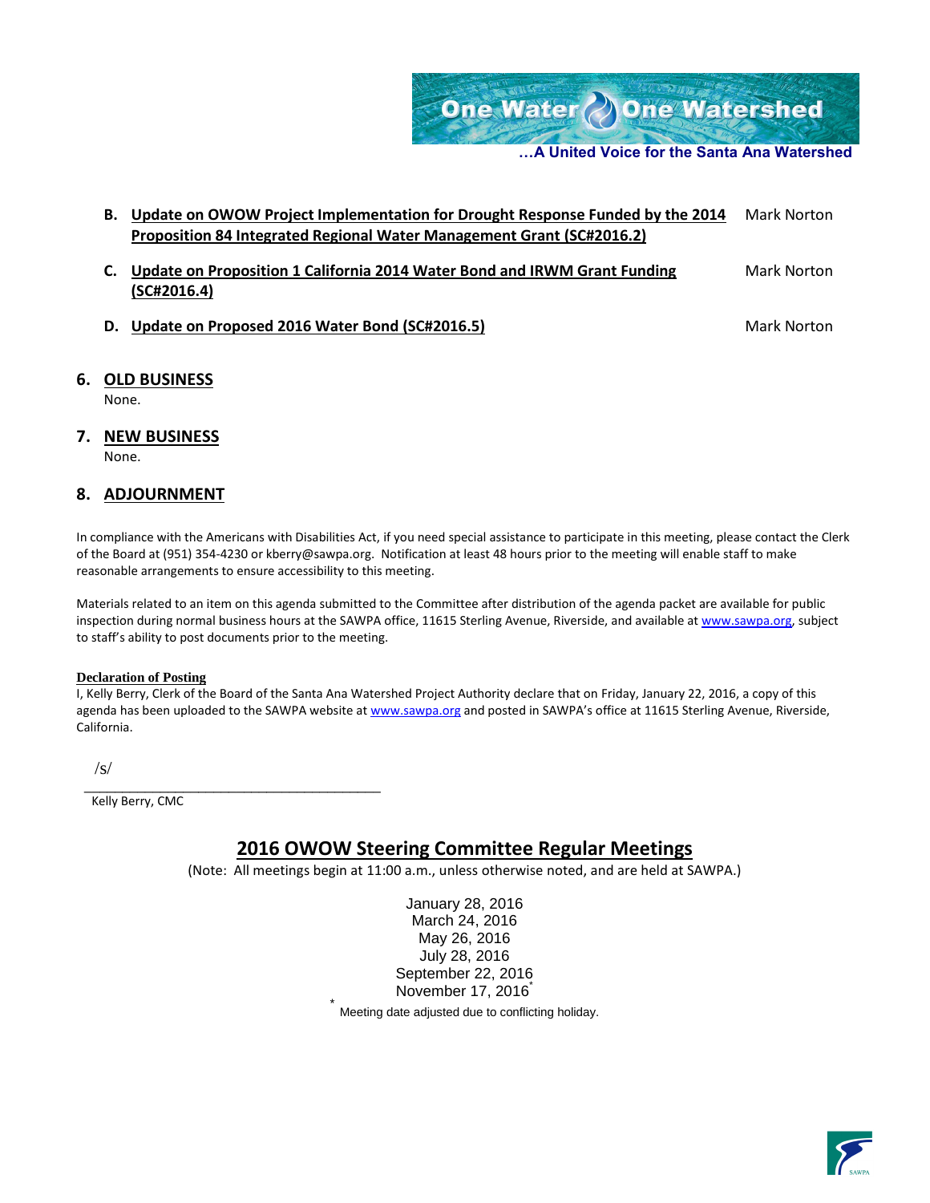**One Water One Watershed**

**…A United Voice for the Santa Ana Watershed**

B. **Update on OWOW Project Implementation for Drought Response Funded by the 2014 Proposition 84 Integrated Regional Water Management Grant (SC#2016.2)** — Mark Norton

C. **Update on Proposition 1 California 2014 Water Bond and IRWM Grant Funding (SC#2016.4)** — Mark Norton

D. **Update on Proposed 2016 Water Bond (SC#2016.5)** — Mark Norton

## 6. OLD BUSINESS

None.

## 7. NEW BUSINESS

None.

## 8. ADJOURNMENT

In compliance with the Americans with Disabilities Act, if you need special assistance to participate in this meeting, please contact the Clerk of the Board at (951) 354-4230 or kberry@sawpa.org. Notification at least 48 hours prior to the meeting will enable staff to make reasonable arrangements to ensure accessibility to this meeting.

Materials related to an item on this agenda submitted to the Committee after distribution of the agenda packet are available for public inspection during normal business hours at the SAWPA office, 11615 Sterling Avenue, Riverside, and available at www.sawpa.org, subject to staff's ability to post documents prior to the meeting.

**Declaration of Posting**

I, Kelly Berry, Clerk of the Board of the Santa Ana Watershed Project Authority declare that on Friday, January 22, 2016, a copy of this agenda has been uploaded to the SAWPA website at www.sawpa.org and posted in SAWPA's office at 11615 Sterling Avenue, Riverside, California.

/s/

Kelly Berry, CMC

## 2016 OWOW Steering Committee Regular Meetings

(Note: All meetings begin at 11:00 a.m., unless otherwise noted, and are held at SAWPA.)

January 28, 2016
March 24, 2016
May 26, 2016
July 28, 2016
September 22, 2016
November 17, 2016*

* Meeting date adjusted due to conflicting holiday.